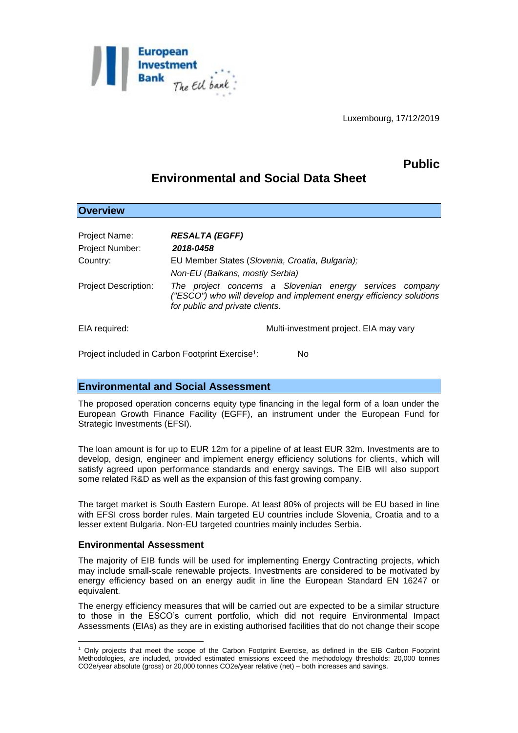Luxembourg, 17/12/2019

**Public**

# Environmental and Social Data Sheet

## Overview

Project Name: ***RESALTA (EGFF)***

Project Number: ***2018-0458***

Country: EU Member States (*Slovenia, Croatia, Bulgaria);*
*Non-EU (Balkans, mostly Serbia)*

Project Description: *The project concerns a Slovenian energy services company ("ESCO") who will develop and implement energy efficiency solutions for public and private clients.*

EIA required: Multi-investment project. EIA may vary

Project included in Carbon Footprint Exercise[1]: No

## Environmental and Social Assessment

The proposed operation concerns equity type financing in the legal form of a loan under the European Growth Finance Facility (EGFF), an instrument under the European Fund for Strategic Investments (EFSI).

The loan amount is for up to EUR 12m for a pipeline of at least EUR 32m. Investments are to develop, design, engineer and implement energy efficiency solutions for clients, which will satisfy agreed upon performance standards and energy savings. The EIB will also support some related R&D as well as the expansion of this fast growing company.

The target market is South Eastern Europe. At least 80% of projects will be EU based in line with EFSI cross border rules. Main targeted EU countries include Slovenia, Croatia and to a lesser extent Bulgaria. Non-EU targeted countries mainly includes Serbia.

### Environmental Assessment

The majority of EIB funds will be used for implementing Energy Contracting projects, which may include small-scale renewable projects. Investments are considered to be motivated by energy efficiency based on an energy audit in line the European Standard EN 16247 or equivalent.

The energy efficiency measures that will be carried out are expected to be a similar structure to those in the ESCO's current portfolio, which did not require Environmental Impact Assessments (EIAs) as they are in existing authorised facilities that do not change their scope

---

[1] Only projects that meet the scope of the Carbon Footprint Exercise, as defined in the EIB Carbon Footprint Methodologies, are included, provided estimated emissions exceed the methodology thresholds: 20,000 tonnes $CO_2e$/year absolute (gross) or 20,000 tonnes $CO_2e$/year relative (net) – both increases and savings.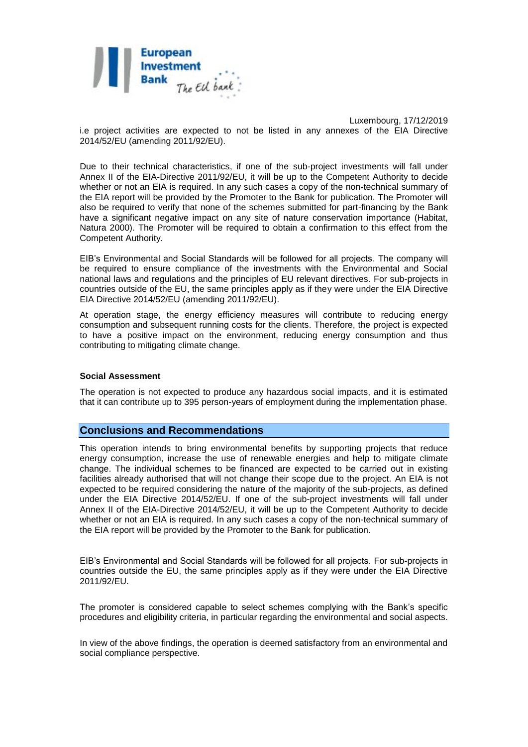Luxembourg, 17/12/2019

i.e project activities are expected to not be listed in any annexes of the EIA Directive 2014/52/EU (amending 2011/92/EU).

Due to their technical characteristics, if one of the sub-project investments will fall under Annex II of the EIA-Directive 2011/92/EU, it will be up to the Competent Authority to decide whether or not an EIA is required. In any such cases a copy of the non-technical summary of the EIA report will be provided by the Promoter to the Bank for publication. The Promoter will also be required to verify that none of the schemes submitted for part-financing by the Bank have a significant negative impact on any site of nature conservation importance (Habitat, Natura 2000). The Promoter will be required to obtain a confirmation to this effect from the Competent Authority.

EIB's Environmental and Social Standards will be followed for all projects. The company will be required to ensure compliance of the investments with the Environmental and Social national laws and regulations and the principles of EU relevant directives. For sub-projects in countries outside of the EU, the same principles apply as if they were under the EIA Directive EIA Directive 2014/52/EU (amending 2011/92/EU).

At operation stage, the energy efficiency measures will contribute to reducing energy consumption and subsequent running costs for the clients. Therefore, the project is expected to have a positive impact on the environment, reducing energy consumption and thus contributing to mitigating climate change.

**Social Assessment**

The operation is not expected to produce any hazardous social impacts, and it is estimated that it can contribute up to 395 person-years of employment during the implementation phase.

## Conclusions and Recommendations

This operation intends to bring environmental benefits by supporting projects that reduce energy consumption, increase the use of renewable energies and help to mitigate climate change. The individual schemes to be financed are expected to be carried out in existing facilities already authorised that will not change their scope due to the project. An EIA is not expected to be required considering the nature of the majority of the sub-projects, as defined under the EIA Directive 2014/52/EU. If one of the sub-project investments will fall under Annex II of the EIA-Directive 2014/52/EU, it will be up to the Competent Authority to decide whether or not an EIA is required. In any such cases a copy of the non-technical summary of the EIA report will be provided by the Promoter to the Bank for publication.

EIB's Environmental and Social Standards will be followed for all projects. For sub-projects in countries outside the EU, the same principles apply as if they were under the EIA Directive 2011/92/EU.

The promoter is considered capable to select schemes complying with the Bank's specific procedures and eligibility criteria, in particular regarding the environmental and social aspects.

In view of the above findings, the operation is deemed satisfactory from an environmental and social compliance perspective.